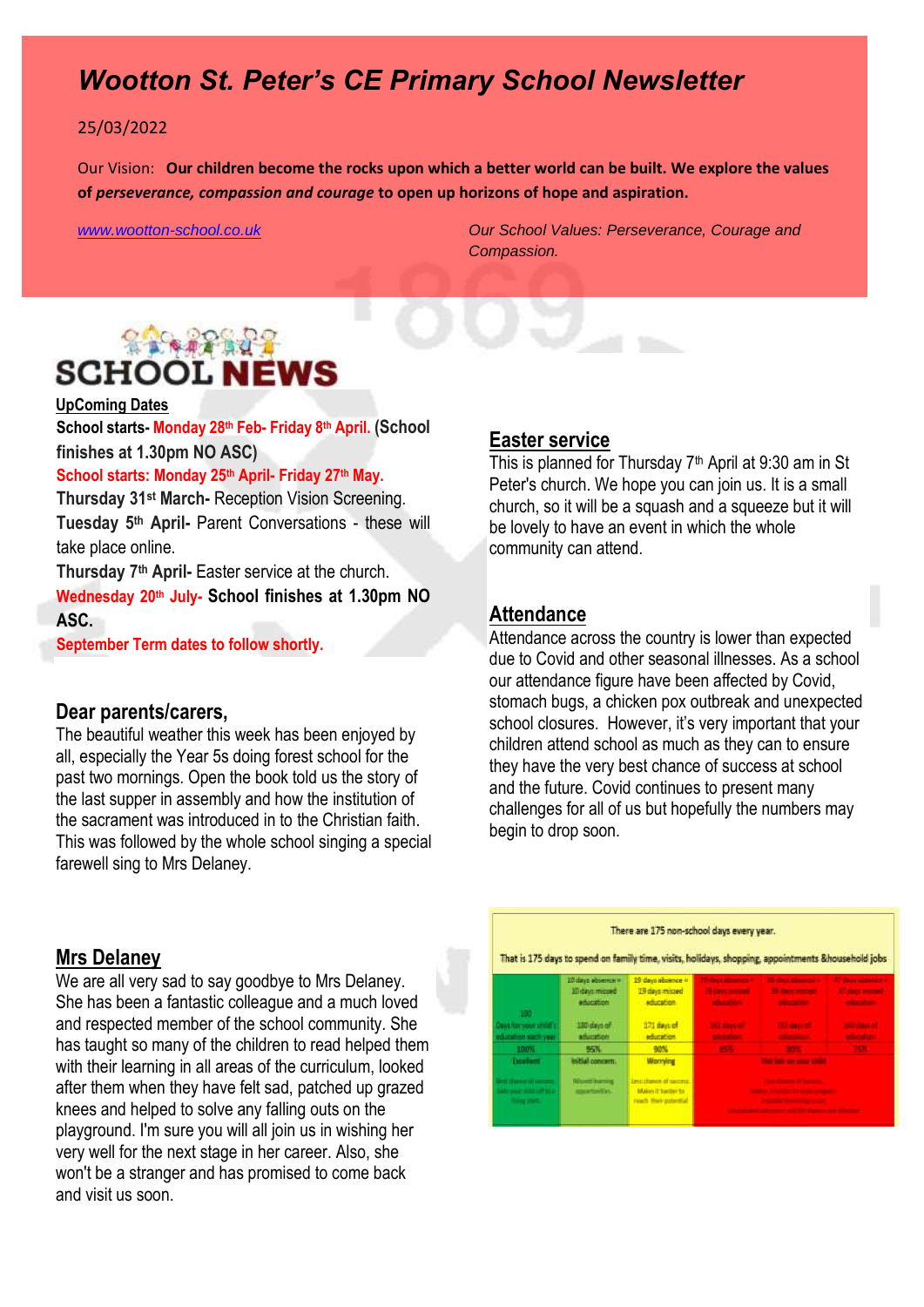# *Wootton St. Peter's CE Primary School Newsletter*

25/03/2022

Our Vision: **Our children become the rocks upon which a better world can be built. We explore the values of *perseverance, compassion and courage* to open up horizons of hope and aspiration.**

[www.wootton-school.co.uk](http://www.wootton-school.co.uk)

*Our School Values: Perseverance, Courage and Compassion.*

## SCHOOL NEWS

**UpComing Dates**

**School starts- Monday 28th Feb- Friday 8th April. (School finishes at 1.30pm NO ASC)**

**School starts: Monday 25th April- Friday 27th May.**

**Thursday 31st March-** Reception Vision Screening.

**Tuesday 5th April-** Parent Conversations - these will take place online.

**Thursday 7th April-** Easter service at the church.

**Wednesday 20th July- School finishes at 1.30pm NO ASC.**

**September Term dates to follow shortly.**

## Dear parents/carers,

The beautiful weather this week has been enjoyed by all, especially the Year 5s doing forest school for the past two mornings. Open the book told us the story of the last supper in assembly and how the institution of the sacrament was introduced in to the Christian faith. This was followed by the whole school singing a special farewell sing to Mrs Delaney.

## Mrs Delaney

We are all very sad to say goodbye to Mrs Delaney. She has been a fantastic colleague and a much loved and respected member of the school community. She has taught so many of the children to read helped them with their learning in all areas of the curriculum, looked after them when they have felt sad, patched up grazed knees and helped to solve any falling outs on the playground. I'm sure you will all join us in wishing her very well for the next stage in her career. Also, she won't be a stranger and has promised to come back and visit us soon.

## Easter service

This is planned for Thursday 7th April at 9:30 am in St Peter's church. We hope you can join us. It is a small church, so it will be a squash and a squeeze but it will be lovely to have an event in which the whole community can attend.

## Attendance

Attendance across the country is lower than expected due to Covid and other seasonal illnesses. As a school our attendance figure have been affected by Covid, stomach bugs, a chicken pox outbreak and unexpected school closures. However, it's very important that your children attend school as much as they can to ensure they have the very best chance of success at school and the future. Covid continues to present many challenges for all of us but hopefully the numbers may begin to drop soon.

There are 175 non-school days every year.

That is 175 days to spend on family time, visits, holidays, shopping, appointments &household jobs

| | 10 days absence = 10 days missed education | 19 days absence = 19 days missed education | 29 days absence = 29 days missed education | 38 days absence = 38 days missed education | 47 days absence = 47 days missed education |
|---|---|---|---|---|---|
| 190 Days for your child's education each year | 180 days of education | 171 days of education | 161 days of education | 152 days of education | 143 days of education |
| 100% | 95% | 90% | 85% | 80% | 75% |
| Excellent | Initial concern | Worrying | | Has an impact on your child | |
| Best chance of success. Sets your child off to a flying start. | Missed learning opportunities. | Less chance of success. Makes it harder to reach their potential. | | | |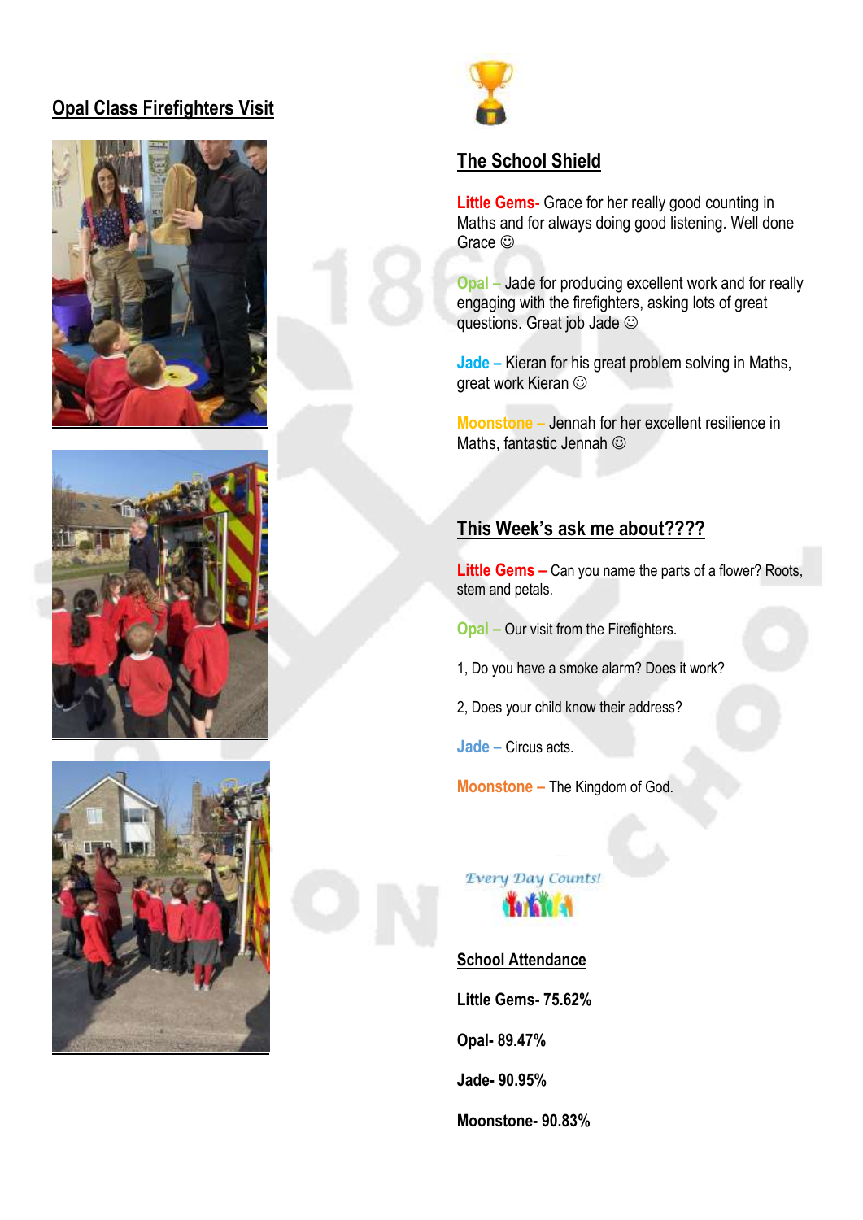## Opal Class Firefighters Visit

## The School Shield

**Little Gems-** Grace for her really good counting in Maths and for always doing good listening. Well done Grace ☺

**Opal –** Jade for producing excellent work and for really engaging with the firefighters, asking lots of great questions. Great job Jade ☺

**Jade –** Kieran for his great problem solving in Maths, great work Kieran ☺

**Moonstone –** Jennah for her excellent resilience in Maths, fantastic Jennah ☺

## This Week's ask me about????

**Little Gems –** Can you name the parts of a flower? Roots, stem and petals.

**Opal –** Our visit from the Firefighters.

1, Do you have a smoke alarm? Does it work?

2, Does your child know their address?

**Jade –** Circus acts.

**Moonstone –** The Kingdom of God.

*Every Day Counts!*

## School Attendance

**Little Gems- 75.62%**

**Opal- 89.47%**

**Jade- 90.95%**

**Moonstone- 90.83%**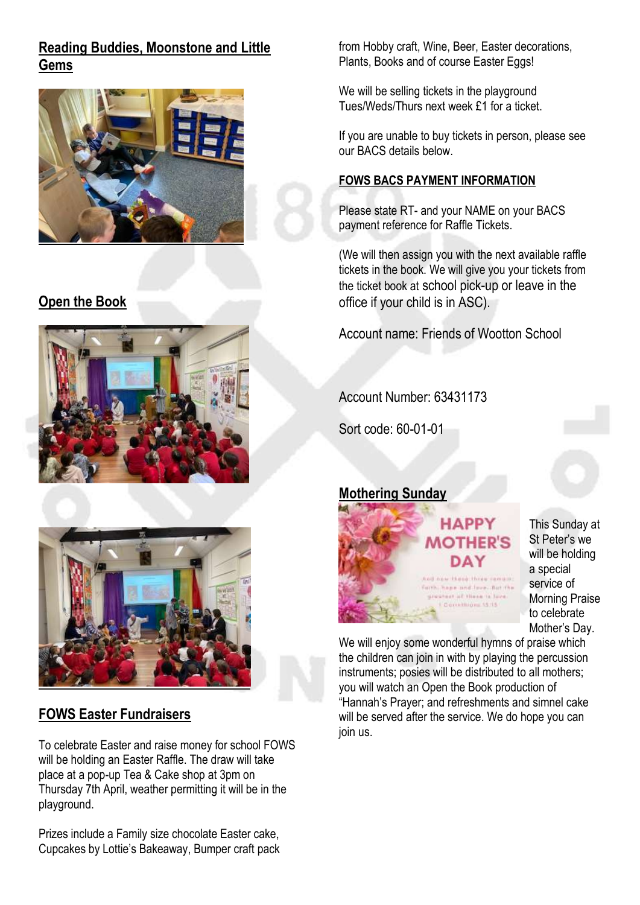## Reading Buddies, Moonstone and Little Gems

## Open the Book

## FOWS Easter Fundraisers

To celebrate Easter and raise money for school FOWS will be holding an Easter Raffle. The draw will take place at a pop-up Tea & Cake shop at 3pm on Thursday 7th April, weather permitting it will be in the playground.

Prizes include a Family size chocolate Easter cake, Cupcakes by Lottie's Bakeaway, Bumper craft pack from Hobby craft, Wine, Beer, Easter decorations, Plants, Books and of course Easter Eggs!

We will be selling tickets in the playground Tues/Weds/Thurs next week £1 for a ticket.

If you are unable to buy tickets in person, please see our BACS details below.

### FOWS BACS PAYMENT INFORMATION

Please state RT- and your NAME on your BACS payment reference for Raffle Tickets.

(We will then assign you with the next available raffle tickets in the book. We will give you your tickets from the ticket book at school pick-up or leave in the office if your child is in ASC).

Account name: Friends of Wootton School

Account Number: 63431173

Sort code: 60-01-01

## Mothering Sunday

This Sunday at St Peter's we will be holding a special service of Morning Praise to celebrate Mother's Day. We will enjoy some wonderful hymns of praise which the children can join in with by playing the percussion instruments; posies will be distributed to all mothers; you will watch an Open the Book production of "Hannah's Prayer; and refreshments and simnel cake will be served after the service. We do hope you can join us.